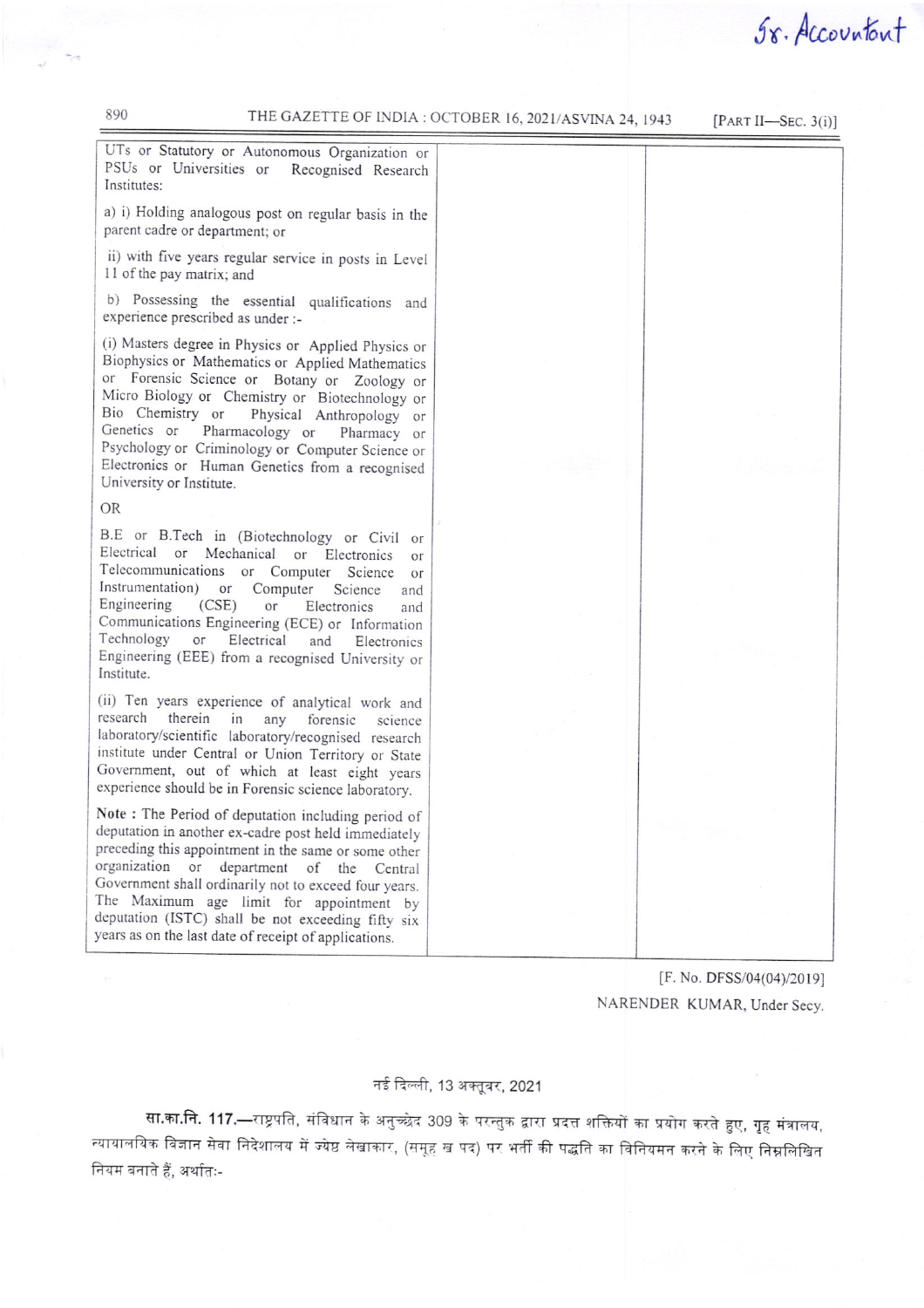Sr. Accountant

| | | |
|---|---|---|
| UTs or Statutory or Autonomous Organization or PSUs or Universities or Recognised Research Institutes:<br><br>a) i) Holding analogous post on regular basis in the parent cadre or department; or<br><br>ii) with five years regular service in posts in Level 11 of the pay matrix; and<br><br>b) Possessing the essential qualifications and experience prescribed as under :-<br><br>(i) Masters degree in Physics or Applied Physics or Biophysics or Mathematics or Applied Mathematics or Forensic Science or Botany or Zoology or Micro Biology or Chemistry or Biotechnology or Bio Chemistry or Physical Anthropology or Genetics or Pharmacology or Pharmacy or Psychology or Criminology or Computer Science or Electronics or Human Genetics from a recognised University or Institute.<br><br>OR<br><br>B.E or B.Tech in (Biotechnology or Civil or Electrical or Mechanical or Electronics or Telecommunications or Computer Science or Instrumentation) or Computer Science and Engineering (CSE) or Electronics and Communications Engineering (ECE) or Information Technology or Electrical and Electronics Engineering (EEE) from a recognised University or Institute.<br><br>(ii) Ten years experience of analytical work and research therein in any forensic science laboratory/scientific laboratory/recognised research institute under Central or Union Territory or State Government, out of which at least eight years experience should be in Forensic science laboratory.<br><br>**Note :** The Period of deputation including period of deputation in another ex-cadre post held immediately preceding this appointment in the same or some other organization or department of the Central Government shall ordinarily not to exceed four years. The Maximum age limit for appointment by deputation (ISTC) shall be not exceeding fifty six years as on the last date of receipt of applications. | | |

[F. No. DFSS/04(04)/2019]

NARENDER KUMAR, Under Secy.

नई दिल्ली, 13 अक्तूबर, 2021

**सा.का.नि. 117.**—राष्ट्रपति, संविधान के अनुच्छेद 309 के परन्तुक द्वारा प्रदत्त शक्तियों का प्रयोग करते हुए, गृह मंत्रालय, न्यायालयिक विज्ञान सेवा निदेशालय में ज्येष्ठ लेखाकार, (समूह ख पद) पर भर्ती की पद्धति का विनियमन करने के लिए निम्नलिखित नियम बनाते हैं, अर्थातः-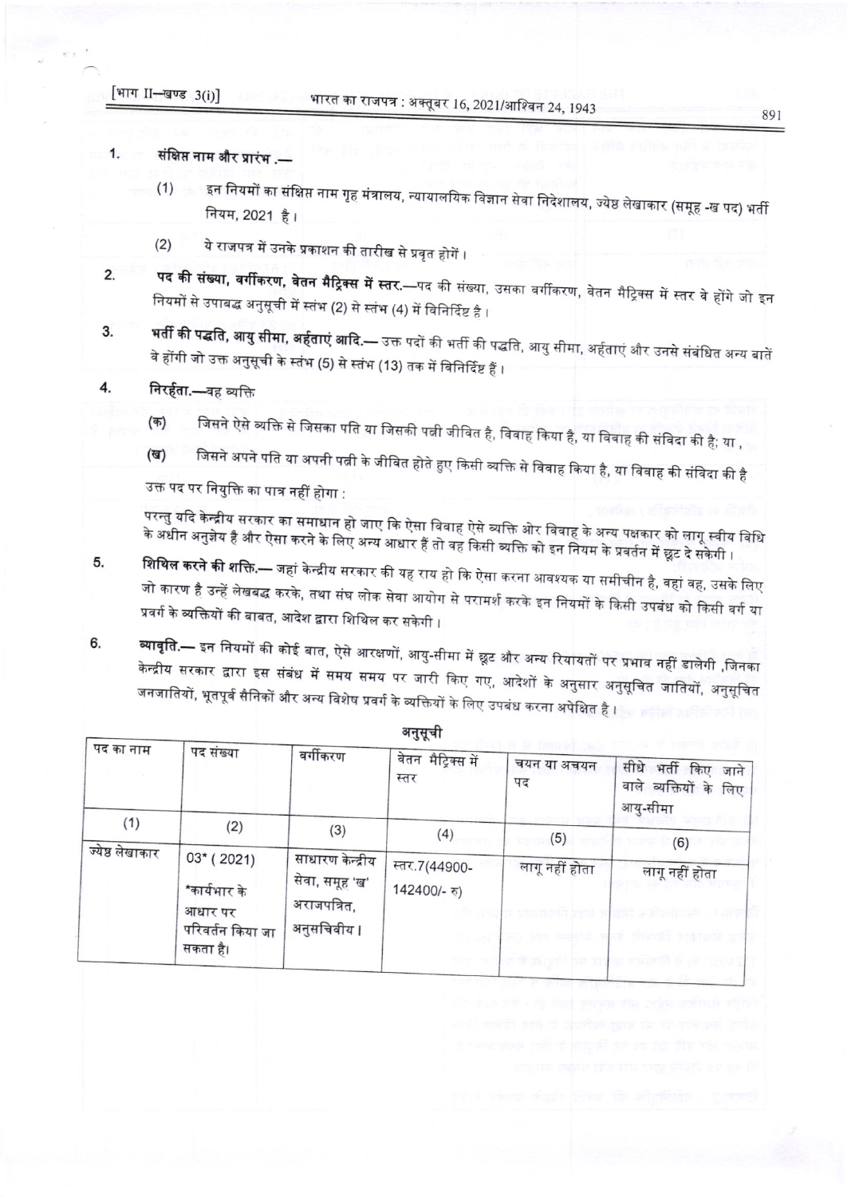1. **संक्षिप्त नाम और प्रारंभ .—**

   (1) इन नियमों का संक्षिप्त नाम गृह मंत्रालय, न्यायालयिक विज्ञान सेवा निदेशालय, ज्येष्ठ लेखाकार (समूह -ख पद) भर्ती नियम, 2021 है।

   (2) ये राजपत्र में उनके प्रकाशन की तारीख से प्रवृत होगें।

2. **पद की संख्या, वर्गीकरण, वेतन मैट्रिक्स में स्तर.**—पद की संख्या, उसका वर्गीकरण, वेतन मैट्रिक्स में स्तर वे होंगे जो इन नियमों से उपाबद्ध अनुसूची में स्तंभ (2) से स्तंभ (4) में विनिर्दिष्ट है।

3. **भर्ती की पद्धति, आयु सीमा, अर्हताएं आदि.**— उक्त पदों की भर्ती की पद्धति, आयु सीमा, अर्हताएं और उनसे संबंधित अन्य बातें वे होंगी जो उक्त अनुसूची के स्तंभ (5) से स्तंभ (13) तक में विनिर्दिष्ट हैं।

4. **निरर्हता.**—वह व्यक्ति

   (क) जिसने ऐसे व्यक्ति से जिसका पति या जिसकी पत्नी जीवित है, विवाह किया है, या विवाह की संविदा की है; या ,

   (ख) जिसने अपने पति या अपनी पत्नी के जीवित होते हुए किसी व्यक्ति से विवाह किया है, या विवाह की संविदा की है

   उक्त पद पर नियुक्ति का पात्र नहीं होगा :

   परन्तु यदि केन्द्रीय सरकार का समाधान हो जाए कि ऐसा विवाह ऐसे व्यक्ति ओर विवाह के अन्य पक्षकार को लागू स्वीय विधि के अधीन अनुज्ञेय है और ऐसा करने के लिए अन्य आधार हैं तो वह किसी व्यक्ति को इन नियम के प्रवर्तन में छूट दे सकेगी।

5. **शिथिल करने की शक्ति.**— जहां केन्द्रीय सरकार की यह राय हो कि ऐसा करना आवश्यक या समीचीन है, वहां वह, उसके लिए जो कारण है उन्हें लेखबद्ध करके, तथा संघ लोक सेवा आयोग से परामर्श करके इन नियमों के किसी उपबंध को किसी वर्ग या प्रवर्ग के व्यक्तियों की बाबत, आदेश द्वारा शिथिल कर सकेगी।

6. **व्यावृति.**— इन नियमों की कोई बात, ऐसे आरक्षणों, आयु-सीमा में छूट और अन्य रियायतों पर प्रभाव नहीं डालेगी ,जिनका केन्द्रीय सरकार द्वारा इस संबंध में समय समय पर जारी किए गए, आदेशों के अनुसार अनुसूचित जातियों, अनुसूचित जनजातियों, भूतपूर्व सैनिकों और अन्य विशेष प्रवर्ग के व्यक्तियों के लिए उपबंध करना अपेक्षित है।

## अनुसूची

| पद का नाम | पद संख्या | वर्गीकरण | वेतन मैट्रिक्स में स्तर | चयन या अचयन पद | सीधे भर्ती किए जाने वाले व्यक्तियों के लिए आयु-सीमा |
|---|---|---|---|---|---|
| (1) | (2) | (3) | (4) | (5) | (6) |
| ज्येष्ठ लेखाकार | 03* (2021) *कार्यभार के आधार पर परिवर्तन किया जा सकता है। | साधारण केन्द्रीय सेवा, समूह 'ख' अराजपत्रित, अनुसचिवीय। | स्तर.7(44900-142400/- रु) | लागू नहीं होता | लागू नहीं होता |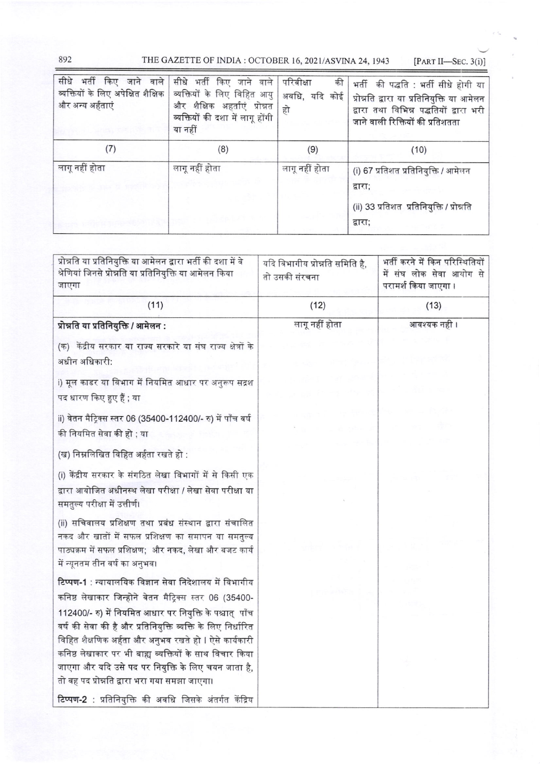| सीधे भर्ती किए जाने वाले व्यक्तियों के लिए अपेक्षित शैक्षिक और अन्य अर्हताएं | सीधे भर्ती किए जाने वाले व्यक्तियों के लिए विहित आयु और शैक्षिक अर्हताएं प्रोन्नत व्यक्तियों की दशा में लागू होंगी या नहीं | परिवीक्षा की अवधि, यदि कोई हो | भर्ती की पद्धति : भर्ती सीधे होगी या प्रोन्नति द्वारा या प्रतिनियुक्ति या आमेलन द्वारा तथा विभिन्न पद्धतियों द्वारा भरी जाने वाली रिक्तियों की प्रतिशतता |
|---|---|---|---|
| (7) | (8) | (9) | (10) |
| लागू नहीं होता | लागू नहीं होता | लागू नहीं होता | (i) 67 प्रतिशत प्रतिनियुक्ति / आमेलन द्वारा;<br>(ii) 33 प्रतिशत प्रतिनियुक्ति / प्रोन्नति द्वारा; |

| प्रोन्नति या प्रतिनियुक्ति या आमेलन द्वारा भर्ती की दशा में वे श्रेणियां जिनसे प्रोन्नति या प्रतिनियुक्ति या आमेलन किया जाएगा | यदि विभागीय प्रोन्नति समिति है, तो उसकी संरचना | भर्ती करने में किन परिस्थितियों में संघ लोक सेवा आयोग से परामर्श किया जाएगा। |
|---|---|---|
| (11) | (12) | (13) |
| **प्रोन्नति या प्रतिनियुक्ति / आमेलन :**<br>(क) केंद्रीय सरकार या राज्य सरकारे या संघ राज्य क्षेत्रों के अधीन अधिकारी:<br>i) मूल काडर या विभाग में नियमित आधार पर अनुरूप सद्रश पद धारण किए हुए हैं ; या<br>ii) वेतन मैट्रिक्स स्तर 06 (35400-112400/- रु) में पाँच वर्ष की नियमित सेवा की हो ; या<br>(ख) निम्नलिखित विहित अर्हता रखते हो :<br>(i) केंद्रीय सरकार के संगठित लेखा विभागों में से किसी एक द्वारा आयोजित अधीनस्थ लेखा परीक्षा / लेखा सेवा परीक्षा या समतुल्य परीक्षा में उत्तीर्ण।<br>(ii) सचिवालय प्रशिक्षण तथा प्रबंध संस्थान द्वारा संचालित नकद और खातों में सफल प्रशिक्षण का समापन या समतुल्य पाठ्यक्रम में सफल प्रशिक्षण; और नकद, लेखा और बजट कार्य में न्यूनतम तीन वर्ष का अनुभव।<br>**टिप्पण-1** : न्यायालयिक विज्ञान सेवा निदेशालय में विभागीय कनिष्ठ लेखाकार जिन्होने वेतन मैट्रिक्स स्तर 06 (35400-112400/- रु) में नियमित आधार पर नियुक्ति के पश्चात् पाँच वर्ष की सेवा की है और प्रतिनियुक्ति व्यक्ति के लिए निर्धारित विहित शैक्षणिक अर्हता और अनुभव रखते हो। ऐसे कार्यकारी कनिष्ठ लेखाकार पर भी बाह्य व्यक्तियों के साथ विचार किया जाएगा और यदि उसे पद पर नियुक्ति के लिए चयन जाता है, तो वह पद प्रोन्नति द्वारा भरा गया समझा जाएगा।<br>**टिप्पण-2** : प्रतिनियुक्ति की अवधि जिसके अंतर्गत केंद्रिय | लागू नहीं होता | आवश्यक नही। |